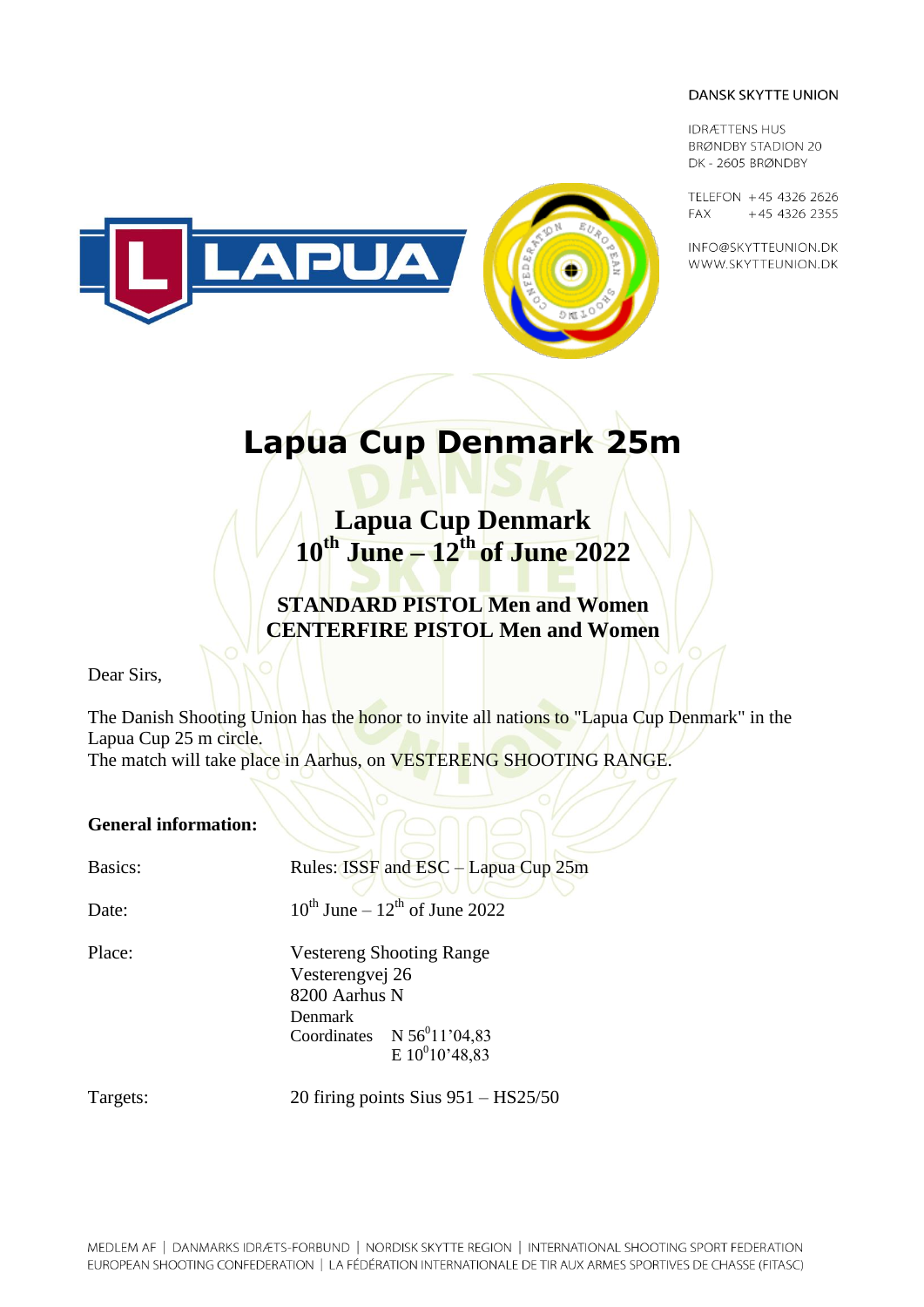DANSK SKYTTE UNION

IDRÆTTENS HUS
BRØNDBY STADION 20
DK - 2605 BRØNDBY

TELEFON +45 4326 2626
FAX +45 4326 2355

INFO@SKYTTEUNION.DK
WWW.SKYTTEUNION.DK

# Lapua Cup Denmark 25m

## Lapua Cup Denmark
## 10th June – 12th of June 2022

### STANDARD PISTOL Men and Women
### CENTERFIRE PISTOL Men and Women

Dear Sirs,

The Danish Shooting Union has the honor to invite all nations to "Lapua Cup Denmark" in the Lapua Cup 25 m circle.
The match will take place in Aarhus, on VESTERENG SHOOTING RANGE.

**General information:**

Basics: Rules: ISSF and ESC – Lapua Cup 25m

Date: 10th June – 12th of June 2022

Place: Vestereng Shooting Range
Vesterengvej 26
8200 Aarhus N
Denmark
Coordinates N 56°11'04,83
E 10°10'48,83

Targets: 20 firing points Sius 951 – HS25/50

MEDLEM AF | DANMARKS IDRÆTS-FORBUND | NORDISK SKYTTE REGION | INTERNATIONAL SHOOTING SPORT FEDERATION
EUROPEAN SHOOTING CONFEDERATION | LA FÉDÉRATION INTERNATIONALE DE TIR AUX ARMES SPORTIVES DE CHASSE (FITASC)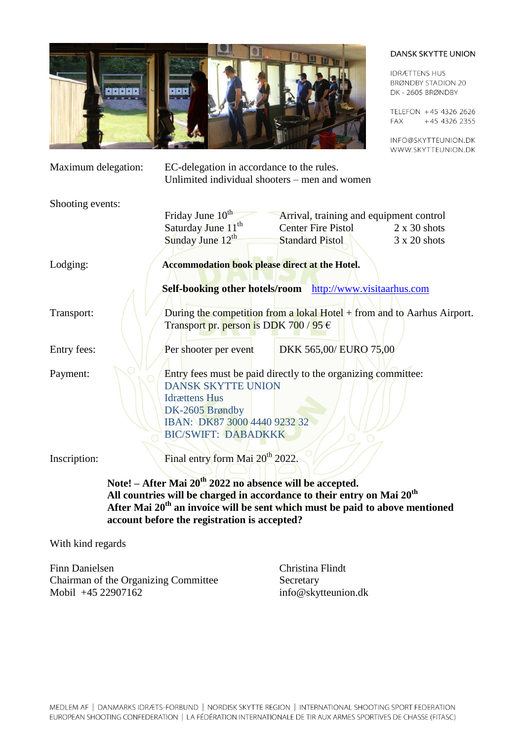DANSK SKYTTE UNION

IDRÆTTENS HUS
BRØNDBY STADION 20
DK - 2605 BRØNDBY

TELEFON +45 4326 2626
FAX +45 4326 2355

INFO@SKYTTEUNION.DK
WWW.SKYTTEUNION.DK

Maximum delegation: EC-delegation in accordance to the rules.
Unlimited individual shooters – men and women

Shooting events:

| | | |
|---|---|---|
| Friday June 10th | Arrival, training and equipment control | |
| Saturday June 11th | Center Fire Pistol | 2 x 30 shots |
| Sunday June 12th | Standard Pistol | 3 x 20 shots |

Lodging: **Accommodation book please direct at the Hotel.**

**Self-booking other hotels/room** http://www.visitaarhus.com

Transport: During the competition from a lokal Hotel + from and to Aarhus Airport.
Transport pr. person is DDK 700 / 95 €

Entry fees: Per shooter per event DKK 565,00/ EURO 75,00

Payment: Entry fees must be paid directly to the organizing committee:
DANSK SKYTTE UNION
Idrættens Hus
DK-2605 Brøndby
IBAN: DK87 3000 4440 9232 32
BIC/SWIFT: DABADKKK

Inscription: Final entry form Mai 20th 2022.

**Note! – After Mai 20th 2022 no absence will be accepted.**
**All countries will be charged in accordance to their entry on Mai 20th**
**After Mai 20th an invoice will be sent which must be paid to above mentioned account before the registration is accepted?**

With kind regards

Finn Danielsen
Chairman of the Organizing Committee
Mobil +45 22907162

Christina Flindt
Secretary
info@skytteunion.dk

MEDLEM AF | DANMARKS IDRÆTS-FORBUND | NORDISK SKYTTE REGION | INTERNATIONAL SHOOTING SPORT FEDERATION
EUROPEAN SHOOTING CONFEDERATION | LA FÉDÉRATION INTERNATIONALE DE TIR AUX ARMES SPORTIVES DE CHASSE (FITASC)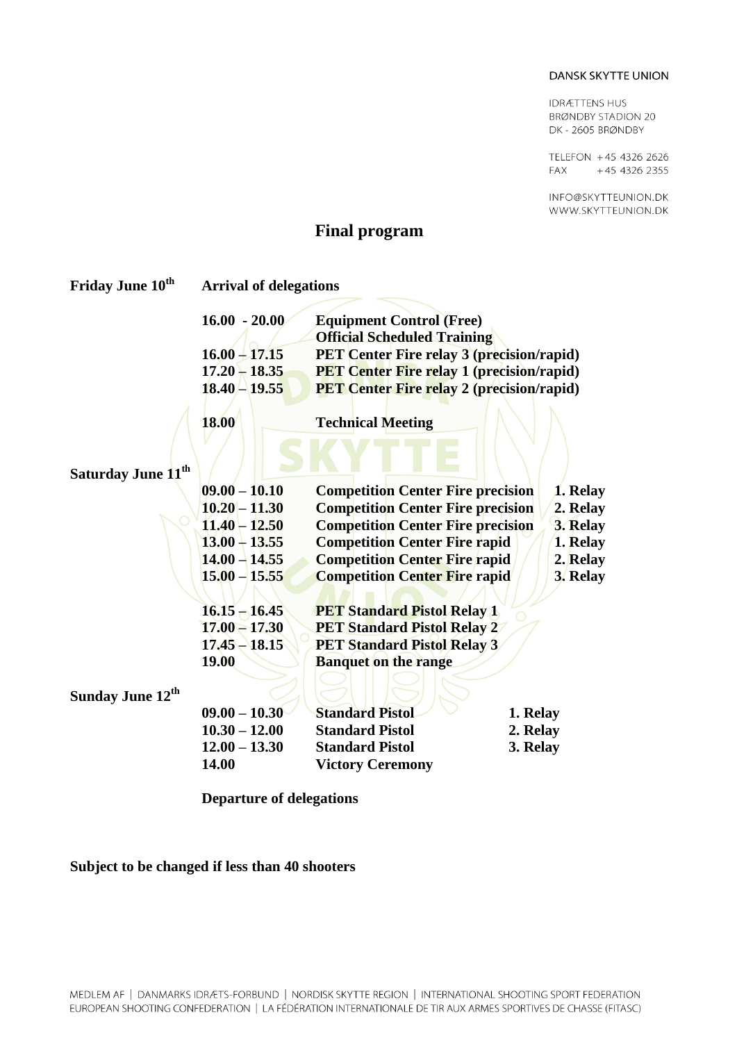DANSK SKYTTE UNION

IDRÆTTENS HUS
BRØNDBY STADION 20
DK - 2605 BRØNDBY

TELEFON +45 4326 2626
FAX +45 4326 2355

INFO@SKYTTEUNION.DK
WWW.SKYTTEUNION.DK

# Final program

**Friday June 10th** — **Arrival of delegations**

| | | | |
|---|---|---|---|
| | **16.00 - 20.00** | **Equipment Control (Free)** | |
| | | **Official Scheduled Training** | |
| | **16.00 – 17.15** | **PET Center Fire relay 3 (precision/rapid)** | |
| | **17.20 – 18.35** | **PET Center Fire relay 1 (precision/rapid)** | |
| | **18.40 – 19.55** | **PET Center Fire relay 2 (precision/rapid)** | |
| | **18.00** | **Technical Meeting** | |
| **Saturday June 11th** | | | |
| | **09.00 – 10.10** | **Competition Center Fire precision** | **1. Relay** |
| | **10.20 – 11.30** | **Competition Center Fire precision** | **2. Relay** |
| | **11.40 – 12.50** | **Competition Center Fire precision** | **3. Relay** |
| | **13.00 – 13.55** | **Competition Center Fire rapid** | **1. Relay** |
| | **14.00 – 14.55** | **Competition Center Fire rapid** | **2. Relay** |
| | **15.00 – 15.55** | **Competition Center Fire rapid** | **3. Relay** |
| | **16.15 – 16.45** | **PET Standard Pistol Relay 1** | |
| | **17.00 – 17.30** | **PET Standard Pistol Relay 2** | |
| | **17.45 – 18.15** | **PET Standard Pistol Relay 3** | |
| | **19.00** | **Banquet on the range** | |
| **Sunday June 12th** | | | |
| | **09.00 – 10.30** | **Standard Pistol** | **1. Relay** |
| | **10.30 – 12.00** | **Standard Pistol** | **2. Relay** |
| | **12.00 – 13.30** | **Standard Pistol** | **3. Relay** |
| | **14.00** | **Victory Ceremony** | |

**Departure of delegations**

**Subject to be changed if less than 40 shooters**

MEDLEM AF | DANMARKS IDRÆTS-FORBUND | NORDISK SKYTTE REGION | INTERNATIONAL SHOOTING SPORT FEDERATION
EUROPEAN SHOOTING CONFEDERATION | LA FÉDÉRATION INTERNATIONALE DE TIR AUX ARMES SPORTIVES DE CHASSE (FITASC)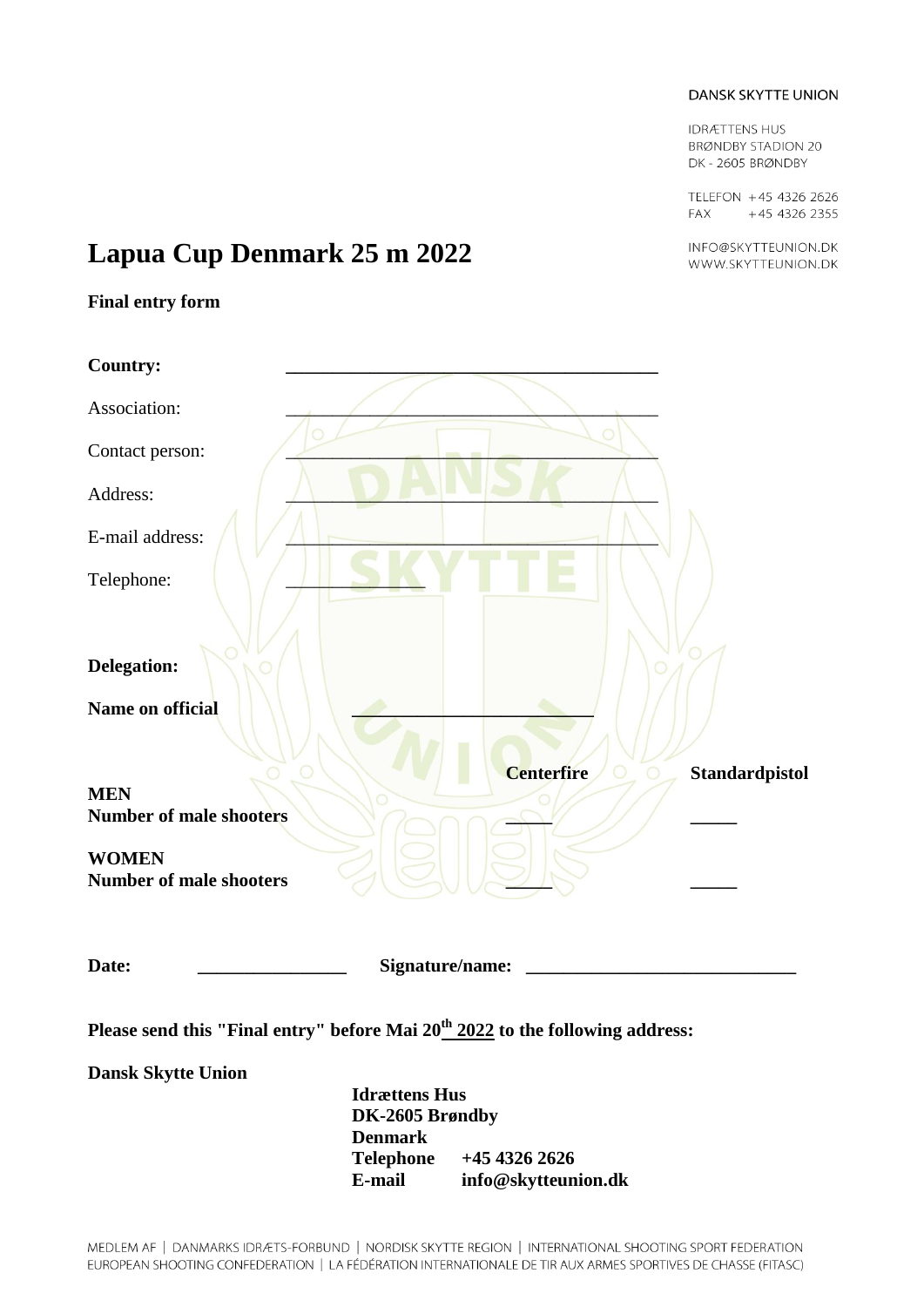DANSK SKYTTE UNION

IDRÆTTENS HUS
BRØNDBY STADION 20
DK - 2605 BRØNDBY

TELEFON +45 4326 2626
FAX +45 4326 2355

INFO@SKYTTEUNION.DK
WWW.SKYTTEUNION.DK

# Lapua Cup Denmark 25 m 2022

**Final entry form**

**Country:** ______________________________________

Association: ______________________________________

Contact person: ______________________________________

Address: ______________________________________

E-mail address: ______________________________________

Telephone: ______________

**Delegation:**

**Name on official** ________________________

| | **Centerfire** | **Standardpistol** |
|---|---|---|
| **MEN** | | |
| **Number of male shooters** | _____ | _____ |
| **WOMEN** | | |
| **Number of male shooters** | _____ | _____ |

**Date:** _______________ **Signature/name:** ____________________________

**Please send this "Final entry" before Mai 20th 2022 to the following address:**

**Dansk Skytte Union**

**Idrættens Hus**
**DK-2605 Brøndby**
**Denmark**
**Telephone +45 4326 2626**
**E-mail info@skytteunion.dk**

MEDLEM AF | DANMARKS IDRÆTS-FORBUND | NORDISK SKYTTE REGION | INTERNATIONAL SHOOTING SPORT FEDERATION
EUROPEAN SHOOTING CONFEDERATION | LA FÉDÉRATION INTERNATIONALE DE TIR AUX ARMES SPORTIVES DE CHASSE (FITASC)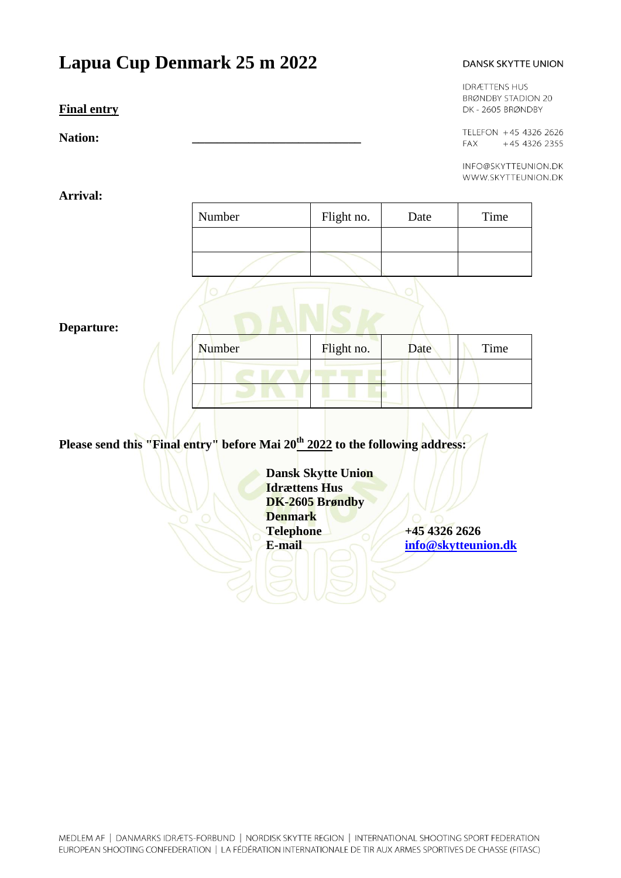# Lapua Cup Denmark 25 m 2022

DANSK SKYTTE UNION

IDRÆTTENS HUS
BRØNDBY STADION 20
DK - 2605 BRØNDBY

TELEFON +45 4326 2626
FAX +45 4326 2355

INFO@SKYTTEUNION.DK
WWW.SKYTTEUNION.DK

**Final entry**

**Nation:** ___________________________

**Arrival:**

| Number | Flight no. | Date | Time |
|---|---|---|---|
| | | | |
| | | | |

**Departure:**

| Number | Flight no. | Date | Time |
|---|---|---|---|
| | | | |
| | | | |

**Please send this "Final entry" before Mai 20th 2022 to the following address:**

**Dansk Skytte Union**
**Idrættens Hus**
**DK-2605 Brøndby**
**Denmark**
**Telephone** **+45 4326 2626**
**E-mail** **info@skytteunion.dk**

MEDLEM AF | DANMARKS IDRÆTS-FORBUND | NORDISK SKYTTE REGION | INTERNATIONAL SHOOTING SPORT FEDERATION
EUROPEAN SHOOTING CONFEDERATION | LA FÉDÉRATION INTERNATIONALE DE TIR AUX ARMES SPORTIVES DE CHASSE (FITASC)